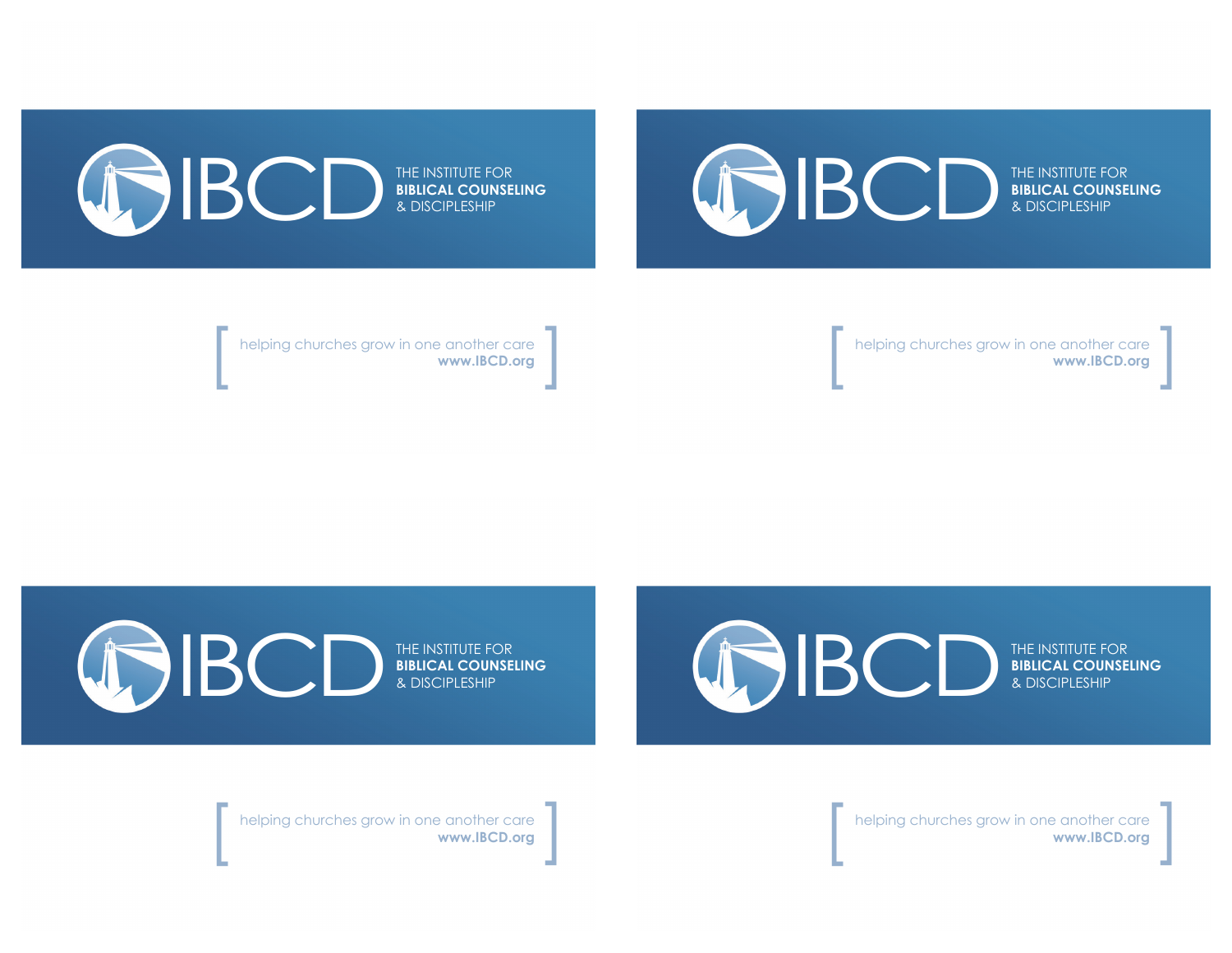IBCD

THE INSTITUTE FOR **BIBLICAL COUNSELING** & DISCIPLESHIP

[ helping churches grow in one another care **www.IBCD.org** ]

IBCD

THE INSTITUTE FOR **BIBLICAL COUNSELING** & DISCIPLESHIP

[ helping churches grow in one another care **www.IBCD.org** ]

IBCD

THE INSTITUTE FOR **BIBLICAL COUNSELING** & DISCIPLESHIP

[ helping churches grow in one another care **www.IBCD.org** ]

IBCD

THE INSTITUTE FOR **BIBLICAL COUNSELING** & DISCIPLESHIP

[ helping churches grow in one another care **www.IBCD.org** ]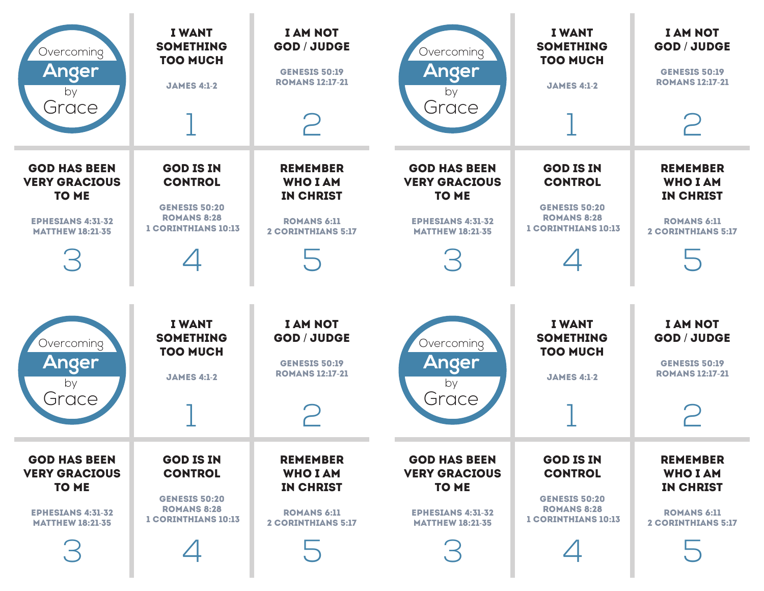Overcoming **Anger** by Grace

**I WANT SOMETHING TOO MUCH**

JAMES 4:1-2

1

**I AM NOT GOD / JUDGE**

GENESIS 50:19
ROMANS 12:17-21

2

**GOD HAS BEEN VERY GRACIOUS TO ME**

EPHESIANS 4:31-32
MATTHEW 18:21-35

3

**GOD IS IN CONTROL**

GENESIS 50:20
ROMANS 8:28
1 CORINTHIANS 10:13

4

**REMEMBER WHO I AM IN CHRIST**

ROMANS 6:11
2 CORINTHIANS 5:17

5

Overcoming **Anger** by Grace

**I WANT SOMETHING TOO MUCH**

JAMES 4:1-2

1

**I AM NOT GOD / JUDGE**

GENESIS 50:19
ROMANS 12:17-21

2

**GOD HAS BEEN VERY GRACIOUS TO ME**

EPHESIANS 4:31-32
MATTHEW 18:21-35

3

**GOD IS IN CONTROL**

GENESIS 50:20
ROMANS 8:28
1 CORINTHIANS 10:13

4

**REMEMBER WHO I AM IN CHRIST**

ROMANS 6:11
2 CORINTHIANS 5:17

5

Overcoming **Anger** by Grace

**I WANT SOMETHING TOO MUCH**

JAMES 4:1-2

1

**I AM NOT GOD / JUDGE**

GENESIS 50:19
ROMANS 12:17-21

2

**GOD HAS BEEN VERY GRACIOUS TO ME**

EPHESIANS 4:31-32
MATTHEW 18:21-35

3

**GOD IS IN CONTROL**

GENESIS 50:20
ROMANS 8:28
1 CORINTHIANS 10:13

4

**REMEMBER WHO I AM IN CHRIST**

ROMANS 6:11
2 CORINTHIANS 5:17

5

Overcoming **Anger** by Grace

**I WANT SOMETHING TOO MUCH**

JAMES 4:1-2

1

**I AM NOT GOD / JUDGE**

GENESIS 50:19
ROMANS 12:17-21

2

**GOD HAS BEEN VERY GRACIOUS TO ME**

EPHESIANS 4:31-32
MATTHEW 18:21-35

3

**GOD IS IN CONTROL**

GENESIS 50:20
ROMANS 8:28
1 CORINTHIANS 10:13

4

**REMEMBER WHO I AM IN CHRIST**

ROMANS 6:11
2 CORINTHIANS 5:17

5